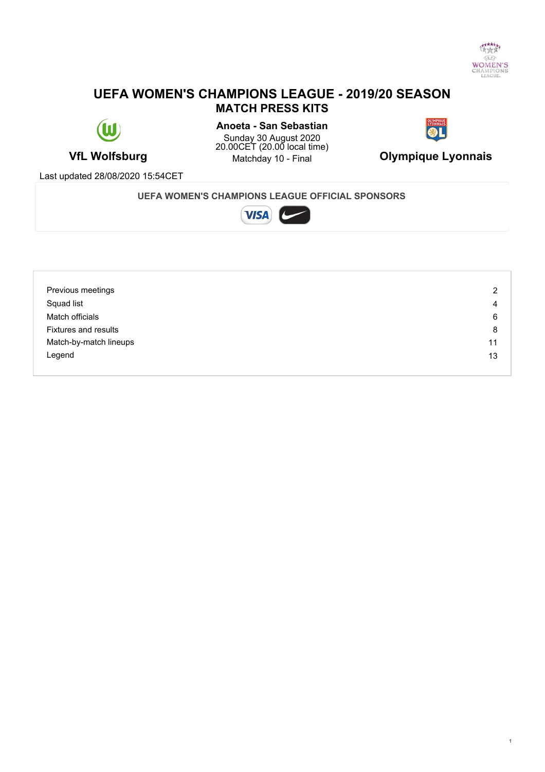# UEFA WOMEN'S CHAMPIONS LEAGUE - 2019/20 SEASON

## MATCH PRESS KITS

**VfL Wolfsburg**

**Anoeta - San Sebastian**
Sunday 30 August 2020
20.00CET (20.00 local time)
Matchday 10 - Final

**Olympique Lyonnais**

Last updated 28/08/2020 15:54CET

**UEFA WOMEN'S CHAMPIONS LEAGUE OFFICIAL SPONSORS**

| | |
|---|---|
| Previous meetings | 2 |
| Squad list | 4 |
| Match officials | 6 |
| Fixtures and results | 8 |
| Match-by-match lineups | 11 |
| Legend | 13 |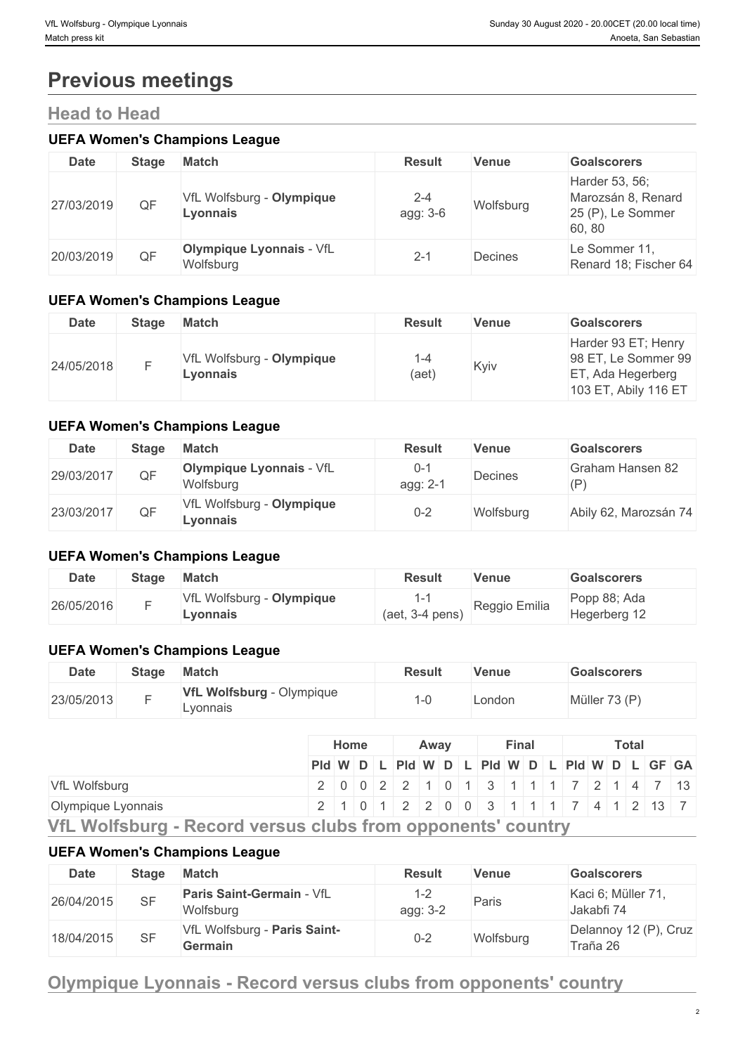# Previous meetings

## Head to Head

### UEFA Women's Champions League

| Date | Stage | Match | Result | Venue | Goalscorers |
|---|---|---|---|---|---|
| 27/03/2019 | QF | VfL Wolfsburg - **Olympique Lyonnais** | 2-4 agg: 3-6 | Wolfsburg | Harder 53, 56; Marozsán 8, Renard 25 (P), Le Sommer 60, 80 |
| 20/03/2019 | QF | **Olympique Lyonnais** - VfL Wolfsburg | 2-1 | Decines | Le Sommer 11, Renard 18; Fischer 64 |

### UEFA Women's Champions League

| Date | Stage | Match | Result | Venue | Goalscorers |
|---|---|---|---|---|---|
| 24/05/2018 | F | VfL Wolfsburg - **Olympique Lyonnais** | 1-4 (aet) | Kyiv | Harder 93 ET; Henry 98 ET, Le Sommer 99 ET, Ada Hegerberg 103 ET, Abily 116 ET |

### UEFA Women's Champions League

| Date | Stage | Match | Result | Venue | Goalscorers |
|---|---|---|---|---|---|
| 29/03/2017 | QF | **Olympique Lyonnais** - VfL Wolfsburg | 0-1 agg: 2-1 | Decines | Graham Hansen 82 (P) |
| 23/03/2017 | QF | VfL Wolfsburg - **Olympique Lyonnais** | 0-2 | Wolfsburg | Abily 62, Marozsán 74 |

### UEFA Women's Champions League

| Date | Stage | Match | Result | Venue | Goalscorers |
|---|---|---|---|---|---|
| 26/05/2016 | F | VfL Wolfsburg - **Olympique Lyonnais** | 1-1 (aet, 3-4 pens) | Reggio Emilia | Popp 88; Ada Hegerberg 12 |

### UEFA Women's Champions League

| Date | Stage | Match | Result | Venue | Goalscorers |
|---|---|---|---|---|---|
| 23/05/2013 | F | **VfL Wolfsburg** - Olympique Lyonnais | 1-0 | London | Müller 73 (P) |

| | Home | | | | Away | | | | Final | | | | Total | | | | | |
|---|---|---|---|---|---|---|---|---|---|---|---|---|---|---|---|---|---|---|
| | Pld | W | D | L | Pld | W | D | L | Pld | W | D | L | Pld | W | D | L | GF | GA |
| VfL Wolfsburg | 2 | 0 | 0 | 2 | 2 | 1 | 0 | 1 | 3 | 1 | 1 | 1 | 7 | 2 | 1 | 4 | 7 | 13 |
| Olympique Lyonnais | 2 | 1 | 0 | 1 | 2 | 2 | 0 | 0 | 3 | 1 | 1 | 1 | 7 | 4 | 1 | 2 | 13 | 7 |

## VfL Wolfsburg - Record versus clubs from opponents' country

### UEFA Women's Champions League

| Date | Stage | Match | Result | Venue | Goalscorers |
|---|---|---|---|---|---|
| 26/04/2015 | SF | **Paris Saint-Germain** - VfL Wolfsburg | 1-2 agg: 3-2 | Paris | Kaci 6; Müller 71, Jakabfi 74 |
| 18/04/2015 | SF | VfL Wolfsburg - **Paris Saint-Germain** | 0-2 | Wolfsburg | Delannoy 12 (P), Cruz Traña 26 |

## Olympique Lyonnais - Record versus clubs from opponents' country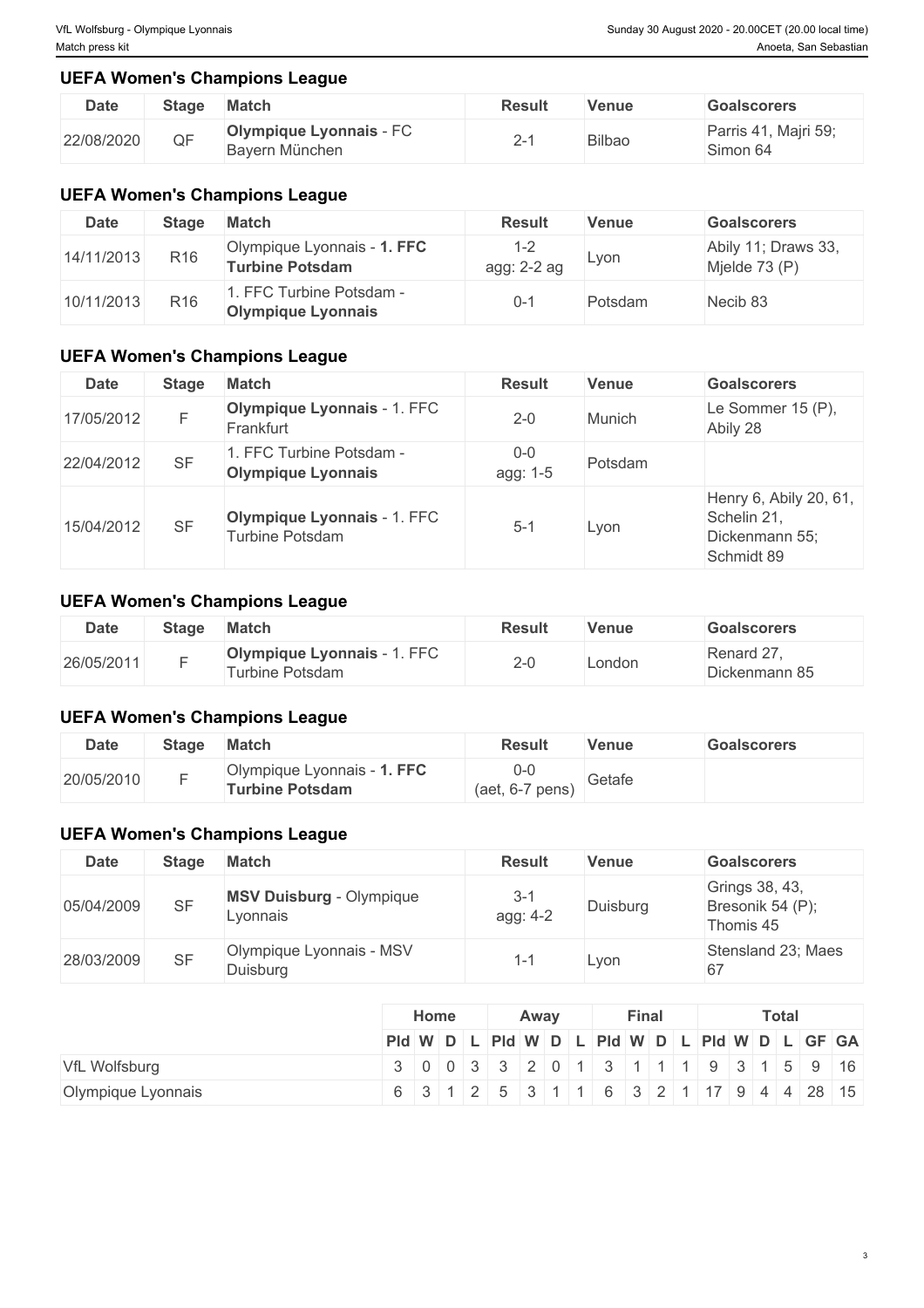## UEFA Women's Champions League

| Date | Stage | Match | Result | Venue | Goalscorers |
| --- | --- | --- | --- | --- | --- |
| 22/08/2020 | QF | **Olympique Lyonnais** - FC Bayern München | 2-1 | Bilbao | Parris 41, Majri 59; Simon 64 |

## UEFA Women's Champions League

| Date | Stage | Match | Result | Venue | Goalscorers |
| --- | --- | --- | --- | --- | --- |
| 14/11/2013 | R16 | Olympique Lyonnais - **1. FFC Turbine Potsdam** | 1-2 agg: 2-2 ag | Lyon | Abily 11; Draws 33, Mjelde 73 (P) |
| 10/11/2013 | R16 | 1. FFC Turbine Potsdam - **Olympique Lyonnais** | 0-1 | Potsdam | Necib 83 |

## UEFA Women's Champions League

| Date | Stage | Match | Result | Venue | Goalscorers |
| --- | --- | --- | --- | --- | --- |
| 17/05/2012 | F | **Olympique Lyonnais** - 1. FFC Frankfurt | 2-0 | Munich | Le Sommer 15 (P), Abily 28 |
| 22/04/2012 | SF | 1. FFC Turbine Potsdam - **Olympique Lyonnais** | 0-0 agg: 1-5 | Potsdam | |
| 15/04/2012 | SF | **Olympique Lyonnais** - 1. FFC Turbine Potsdam | 5-1 | Lyon | Henry 6, Abily 20, 61, Schelin 21, Dickenmann 55; Schmidt 89 |

## UEFA Women's Champions League

| Date | Stage | Match | Result | Venue | Goalscorers |
| --- | --- | --- | --- | --- | --- |
| 26/05/2011 | F | **Olympique Lyonnais** - 1. FFC Turbine Potsdam | 2-0 | London | Renard 27, Dickenmann 85 |

## UEFA Women's Champions League

| Date | Stage | Match | Result | Venue | Goalscorers |
| --- | --- | --- | --- | --- | --- |
| 20/05/2010 | F | Olympique Lyonnais - **1. FFC Turbine Potsdam** | 0-0 (aet, 6-7 pens) | Getafe | |

## UEFA Women's Champions League

| Date | Stage | Match | Result | Venue | Goalscorers |
| --- | --- | --- | --- | --- | --- |
| 05/04/2009 | SF | **MSV Duisburg** - Olympique Lyonnais | 3-1 agg: 4-2 | Duisburg | Grings 38, 43, Bresonik 54 (P); Thomis 45 |
| 28/03/2009 | SF | Olympique Lyonnais - MSV Duisburg | 1-1 | Lyon | Stensland 23; Maes 67 |

| | Home | | | | Away | | | | Final | | | | Total | | | | | |
| --- | --- | --- | --- | --- | --- | --- | --- | --- | --- | --- | --- | --- | --- | --- | --- | --- | --- | --- |
| | Pld | W | D | L | Pld | W | D | L | Pld | W | D | L | Pld | W | D | L | GF | GA |
| VfL Wolfsburg | 3 | 0 | 0 | 3 | 3 | 2 | 0 | 1 | 3 | 1 | 1 | 1 | 9 | 3 | 1 | 5 | 9 | 16 |
| Olympique Lyonnais | 6 | 3 | 1 | 2 | 5 | 3 | 1 | 1 | 6 | 3 | 2 | 1 | 17 | 9 | 4 | 4 | 28 | 15 |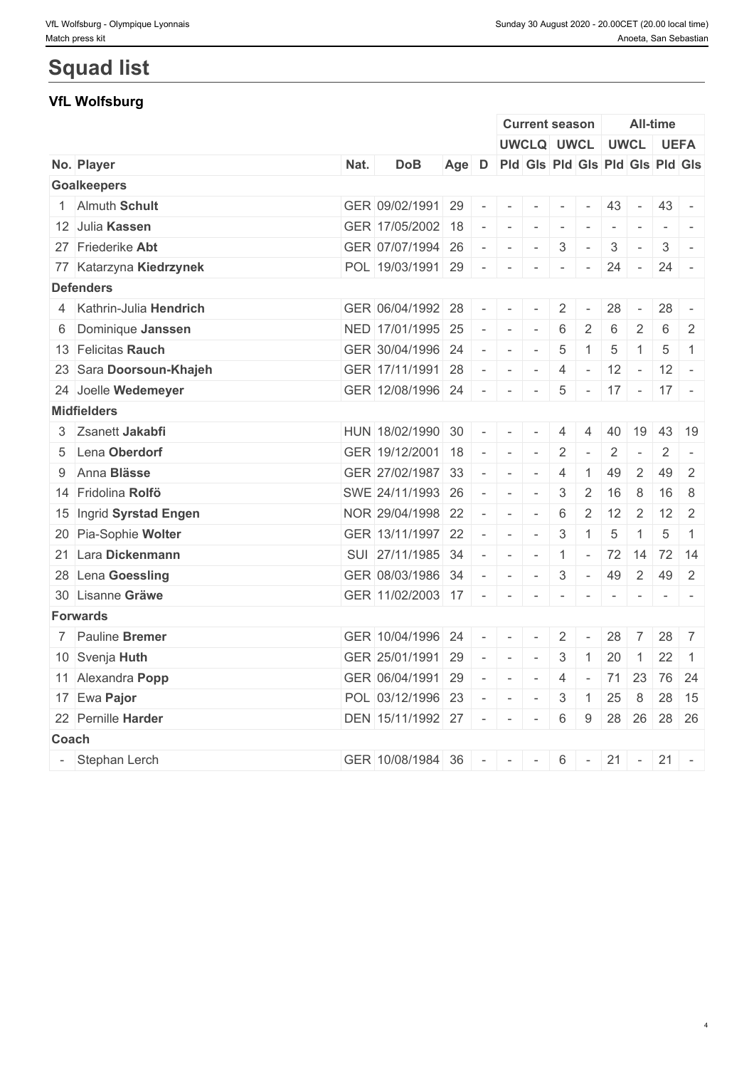# Squad list

## VfL Wolfsburg

| | | | | | | Current season | | | | All-time | | | |
|---|---|---|---|---|---|---|---|---|---|---|---|---|---|
| | | | | | | UWCLQ | | UWCL | | UWCL | | UEFA | |
| No. | Player | Nat. | DoB | Age | D | Pld | Gls | Pld | Gls | Pld | Gls | Pld | Gls |
| **Goalkeepers** | | | | | | | | | | | | | |
| 1 | Almuth **Schult** | GER | 09/02/1991 | 29 | - | - | - | - | - | 43 | - | 43 | - |
| 12 | Julia **Kassen** | GER | 17/05/2002 | 18 | - | - | - | - | - | - | - | - | - |
| 27 | Friederike **Abt** | GER | 07/07/1994 | 26 | - | - | - | 3 | - | 3 | - | 3 | - |
| 77 | Katarzyna **Kiedrzynek** | POL | 19/03/1991 | 29 | - | - | - | - | - | 24 | - | 24 | - |
| **Defenders** | | | | | | | | | | | | | |
| 4 | Kathrin-Julia **Hendrich** | GER | 06/04/1992 | 28 | - | - | - | 2 | - | 28 | - | 28 | - |
| 6 | Dominique **Janssen** | NED | 17/01/1995 | 25 | - | - | - | 6 | 2 | 6 | 2 | 6 | 2 |
| 13 | Felicitas **Rauch** | GER | 30/04/1996 | 24 | - | - | - | 5 | 1 | 5 | 1 | 5 | 1 |
| 23 | Sara **Doorsoun-Khajeh** | GER | 17/11/1991 | 28 | - | - | - | 4 | - | 12 | - | 12 | - |
| 24 | Joelle **Wedemeyer** | GER | 12/08/1996 | 24 | - | - | - | 5 | - | 17 | - | 17 | - |
| **Midfielders** | | | | | | | | | | | | | |
| 3 | Zsanett **Jakabfi** | HUN | 18/02/1990 | 30 | - | - | - | 4 | 4 | 40 | 19 | 43 | 19 |
| 5 | Lena **Oberdorf** | GER | 19/12/2001 | 18 | - | - | - | 2 | - | 2 | - | 2 | - |
| 9 | Anna **Blässe** | GER | 27/02/1987 | 33 | - | - | - | 4 | 1 | 49 | 2 | 49 | 2 |
| 14 | Fridolina **Rolfö** | SWE | 24/11/1993 | 26 | - | - | - | 3 | 2 | 16 | 8 | 16 | 8 |
| 15 | Ingrid **Syrstad Engen** | NOR | 29/04/1998 | 22 | - | - | - | 6 | 2 | 12 | 2 | 12 | 2 |
| 20 | Pia-Sophie **Wolter** | GER | 13/11/1997 | 22 | - | - | - | 3 | 1 | 5 | 1 | 5 | 1 |
| 21 | Lara **Dickenmann** | SUI | 27/11/1985 | 34 | - | - | - | 1 | - | 72 | 14 | 72 | 14 |
| 28 | Lena **Goessling** | GER | 08/03/1986 | 34 | - | - | - | 3 | - | 49 | 2 | 49 | 2 |
| 30 | Lisanne **Gräwe** | GER | 11/02/2003 | 17 | - | - | - | - | - | - | - | - | - |
| **Forwards** | | | | | | | | | | | | | |
| 7 | Pauline **Bremer** | GER | 10/04/1996 | 24 | - | - | - | 2 | - | 28 | 7 | 28 | 7 |
| 10 | Svenja **Huth** | GER | 25/01/1991 | 29 | - | - | - | 3 | 1 | 20 | 1 | 22 | 1 |
| 11 | Alexandra **Popp** | GER | 06/04/1991 | 29 | - | - | - | 4 | - | 71 | 23 | 76 | 24 |
| 17 | Ewa **Pajor** | POL | 03/12/1996 | 23 | - | - | - | 3 | 1 | 25 | 8 | 28 | 15 |
| 22 | Pernille **Harder** | DEN | 15/11/1992 | 27 | - | - | - | 6 | 9 | 28 | 26 | 28 | 26 |
| **Coach** | | | | | | | | | | | | | |
| - | Stephan Lerch | GER | 10/08/1984 | 36 | - | - | - | 6 | - | 21 | - | 21 | - |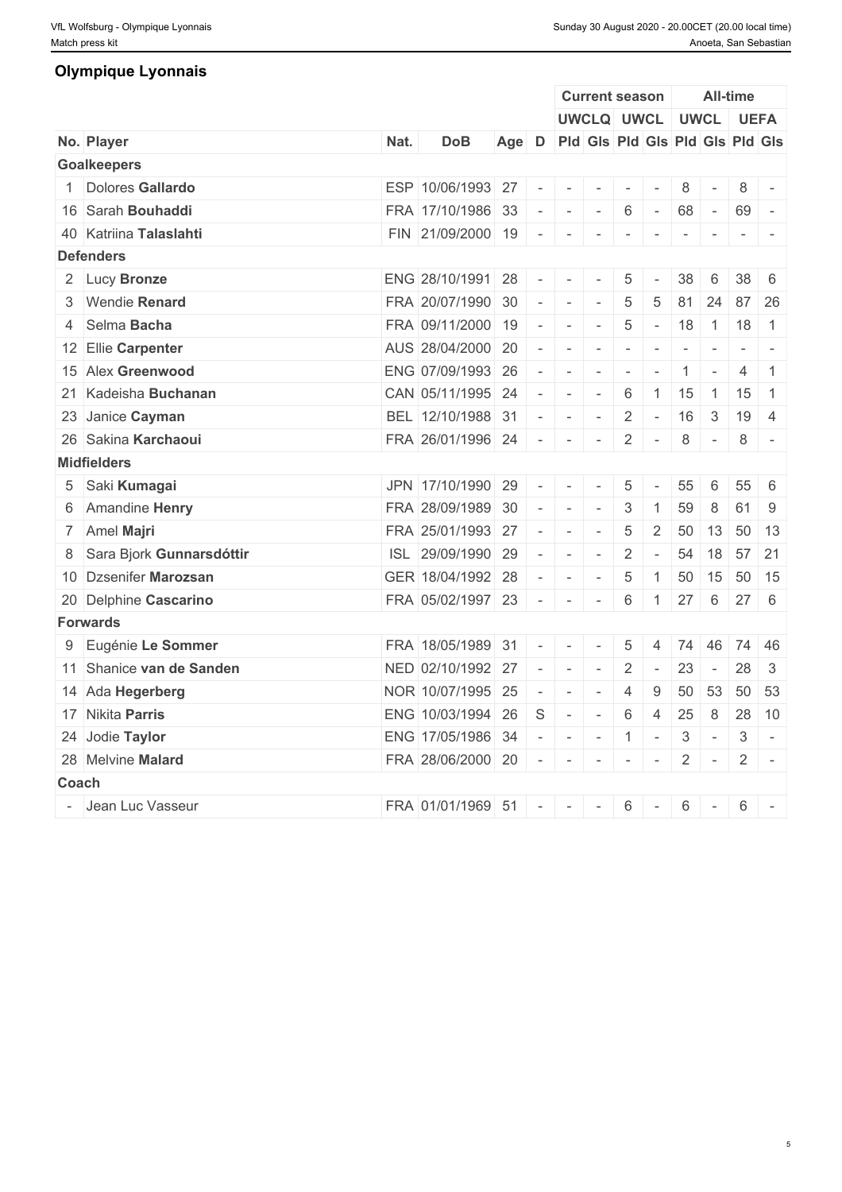## Olympique Lyonnais

| | | | | | | Current season | | | | All-time | | | |
|---|---|---|---|---|---|---|---|---|---|---|---|---|---|
| | | | | | | UWCLQ | | UWCL | | UWCL | | UEFA | |
| No. | Player | Nat. | DoB | Age | D | Pld | Gls | Pld | Gls | Pld | Gls | Pld | Gls |
| **Goalkeepers** | | | | | | | | | | | | | |
| 1 | Dolores **Gallardo** | ESP | 10/06/1993 | 27 | - | - | - | - | - | 8 | - | 8 | - |
| 16 | Sarah **Bouhaddi** | FRA | 17/10/1986 | 33 | - | - | - | 6 | - | 68 | - | 69 | - |
| 40 | Katriina **Talaslahti** | FIN | 21/09/2000 | 19 | - | - | - | - | - | - | - | - | - |
| **Defenders** | | | | | | | | | | | | | |
| 2 | Lucy **Bronze** | ENG | 28/10/1991 | 28 | - | - | - | 5 | - | 38 | 6 | 38 | 6 |
| 3 | Wendie **Renard** | FRA | 20/07/1990 | 30 | - | - | - | 5 | 5 | 81 | 24 | 87 | 26 |
| 4 | Selma **Bacha** | FRA | 09/11/2000 | 19 | - | - | - | 5 | - | 18 | 1 | 18 | 1 |
| 12 | Ellie **Carpenter** | AUS | 28/04/2000 | 20 | - | - | - | - | - | - | - | - | - |
| 15 | Alex **Greenwood** | ENG | 07/09/1993 | 26 | - | - | - | - | - | 1 | - | 4 | 1 |
| 21 | Kadeisha **Buchanan** | CAN | 05/11/1995 | 24 | - | - | - | 6 | 1 | 15 | 1 | 15 | 1 |
| 23 | Janice **Cayman** | BEL | 12/10/1988 | 31 | - | - | - | 2 | - | 16 | 3 | 19 | 4 |
| 26 | Sakina **Karchaoui** | FRA | 26/01/1996 | 24 | - | - | - | 2 | - | 8 | - | 8 | - |
| **Midfielders** | | | | | | | | | | | | | |
| 5 | Saki **Kumagai** | JPN | 17/10/1990 | 29 | - | - | - | 5 | - | 55 | 6 | 55 | 6 |
| 6 | Amandine **Henry** | FRA | 28/09/1989 | 30 | - | - | - | 3 | 1 | 59 | 8 | 61 | 9 |
| 7 | Amel **Majri** | FRA | 25/01/1993 | 27 | - | - | - | 5 | 2 | 50 | 13 | 50 | 13 |
| 8 | Sara Bjork **Gunnarsdóttir** | ISL | 29/09/1990 | 29 | - | - | - | 2 | - | 54 | 18 | 57 | 21 |
| 10 | Dzsenifer **Marozsan** | GER | 18/04/1992 | 28 | - | - | - | 5 | 1 | 50 | 15 | 50 | 15 |
| 20 | Delphine **Cascarino** | FRA | 05/02/1997 | 23 | - | - | - | 6 | 1 | 27 | 6 | 27 | 6 |
| **Forwards** | | | | | | | | | | | | | |
| 9 | Eugénie **Le Sommer** | FRA | 18/05/1989 | 31 | - | - | - | 5 | 4 | 74 | 46 | 74 | 46 |
| 11 | Shanice **van de Sanden** | NED | 02/10/1992 | 27 | - | - | - | 2 | - | 23 | - | 28 | 3 |
| 14 | Ada **Hegerberg** | NOR | 10/07/1995 | 25 | - | - | - | 4 | 9 | 50 | 53 | 50 | 53 |
| 17 | Nikita **Parris** | ENG | 10/03/1994 | 26 | S | - | - | 6 | 4 | 25 | 8 | 28 | 10 |
| 24 | Jodie **Taylor** | ENG | 17/05/1986 | 34 | - | - | - | 1 | - | 3 | - | 3 | - |
| 28 | Melvine **Malard** | FRA | 28/06/2000 | 20 | - | - | - | - | - | 2 | - | 2 | - |
| **Coach** | | | | | | | | | | | | | |
| - | Jean Luc Vasseur | FRA | 01/01/1969 | 51 | - | - | - | 6 | - | 6 | - | 6 | - |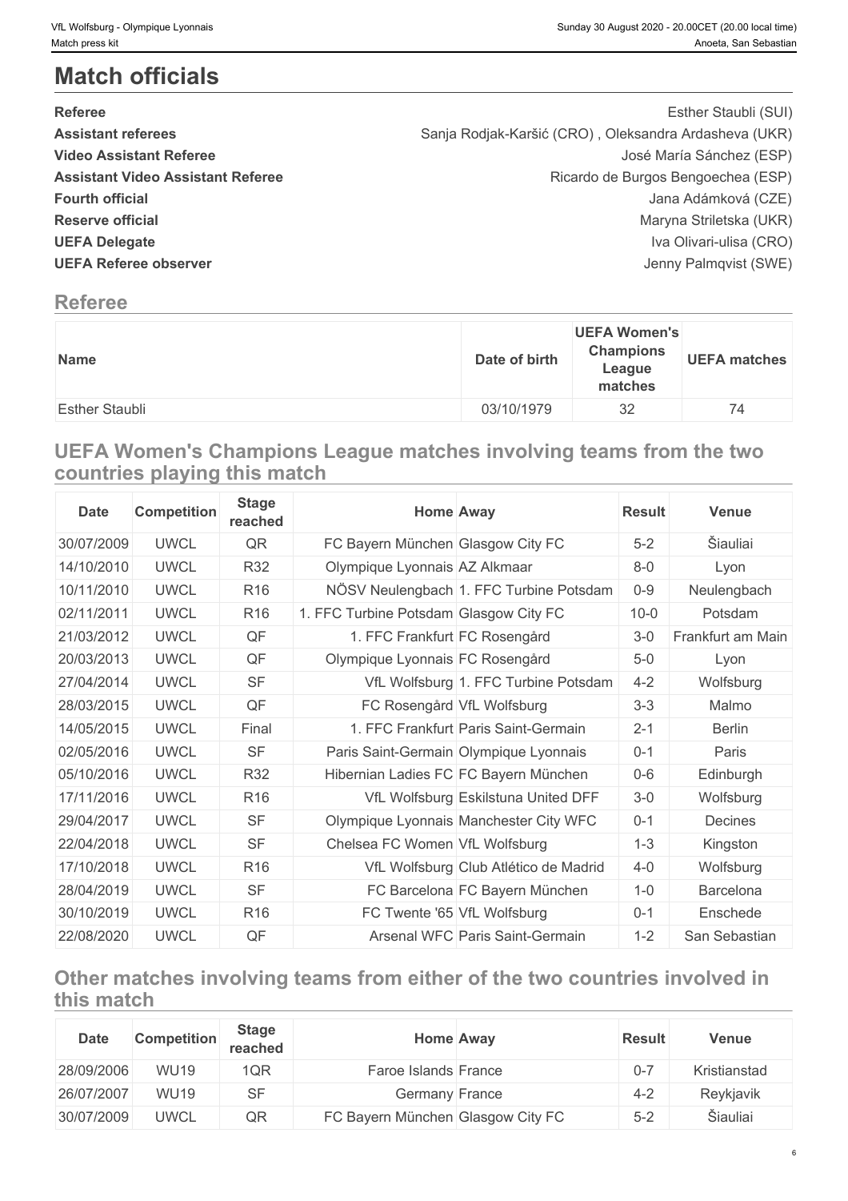# Match officials

| | |
|---|---|
| **Referee** | Esther Staubli (SUI) |
| **Assistant referees** | Sanja Rodjak-Karšić (CRO) , Oleksandra Ardasheva (UKR) |
| **Video Assistant Referee** | José María Sánchez (ESP) |
| **Assistant Video Assistant Referee** | Ricardo de Burgos Bengoechea (ESP) |
| **Fourth official** | Jana Adámková (CZE) |
| **Reserve official** | Maryna Striletska (UKR) |
| **UEFA Delegate** | Iva Olivari-ulisa (CRO) |
| **UEFA Referee observer** | Jenny Palmqvist (SWE) |

## Referee

| Name | Date of birth | UEFA Women's Champions League matches | UEFA matches |
|---|---|---|---|
| Esther Staubli | 03/10/1979 | 32 | 74 |

## UEFA Women's Champions League matches involving teams from the two countries playing this match

| Date | Competition | Stage reached | Home | Away | Result | Venue |
|---|---|---|---|---|---|---|
| 30/07/2009 | UWCL | QR | FC Bayern München | Glasgow City FC | 5-2 | Šiauliai |
| 14/10/2010 | UWCL | R32 | Olympique Lyonnais | AZ Alkmaar | 8-0 | Lyon |
| 10/11/2010 | UWCL | R16 | NÖSV Neulengbach | 1. FFC Turbine Potsdam | 0-9 | Neulengbach |
| 02/11/2011 | UWCL | R16 | 1. FFC Turbine Potsdam | Glasgow City FC | 10-0 | Potsdam |
| 21/03/2012 | UWCL | QF | 1. FFC Frankfurt | FC Rosengård | 3-0 | Frankfurt am Main |
| 20/03/2013 | UWCL | QF | Olympique Lyonnais | FC Rosengård | 5-0 | Lyon |
| 27/04/2014 | UWCL | SF | VfL Wolfsburg | 1. FFC Turbine Potsdam | 4-2 | Wolfsburg |
| 28/03/2015 | UWCL | QF | FC Rosengård | VfL Wolfsburg | 3-3 | Malmo |
| 14/05/2015 | UWCL | Final | 1. FFC Frankfurt | Paris Saint-Germain | 2-1 | Berlin |
| 02/05/2016 | UWCL | SF | Paris Saint-Germain | Olympique Lyonnais | 0-1 | Paris |
| 05/10/2016 | UWCL | R32 | Hibernian Ladies FC | FC Bayern München | 0-6 | Edinburgh |
| 17/11/2016 | UWCL | R16 | VfL Wolfsburg | Eskilstuna United DFF | 3-0 | Wolfsburg |
| 29/04/2017 | UWCL | SF | Olympique Lyonnais | Manchester City WFC | 0-1 | Decines |
| 22/04/2018 | UWCL | SF | Chelsea FC Women | VfL Wolfsburg | 1-3 | Kingston |
| 17/10/2018 | UWCL | R16 | VfL Wolfsburg | Club Atlético de Madrid | 4-0 | Wolfsburg |
| 28/04/2019 | UWCL | SF | FC Barcelona | FC Bayern München | 1-0 | Barcelona |
| 30/10/2019 | UWCL | R16 | FC Twente '65 | VfL Wolfsburg | 0-1 | Enschede |
| 22/08/2020 | UWCL | QF | Arsenal WFC | Paris Saint-Germain | 1-2 | San Sebastian |

## Other matches involving teams from either of the two countries involved in this match

| Date | Competition | Stage reached | Home | Away | Result | Venue |
|---|---|---|---|---|---|---|
| 28/09/2006 | WU19 | 1QR | Faroe Islands | France | 0-7 | Kristianstad |
| 26/07/2007 | WU19 | SF | Germany | France | 4-2 | Reykjavik |
| 30/07/2009 | UWCL | QR | FC Bayern München | Glasgow City FC | 5-2 | Šiauliai |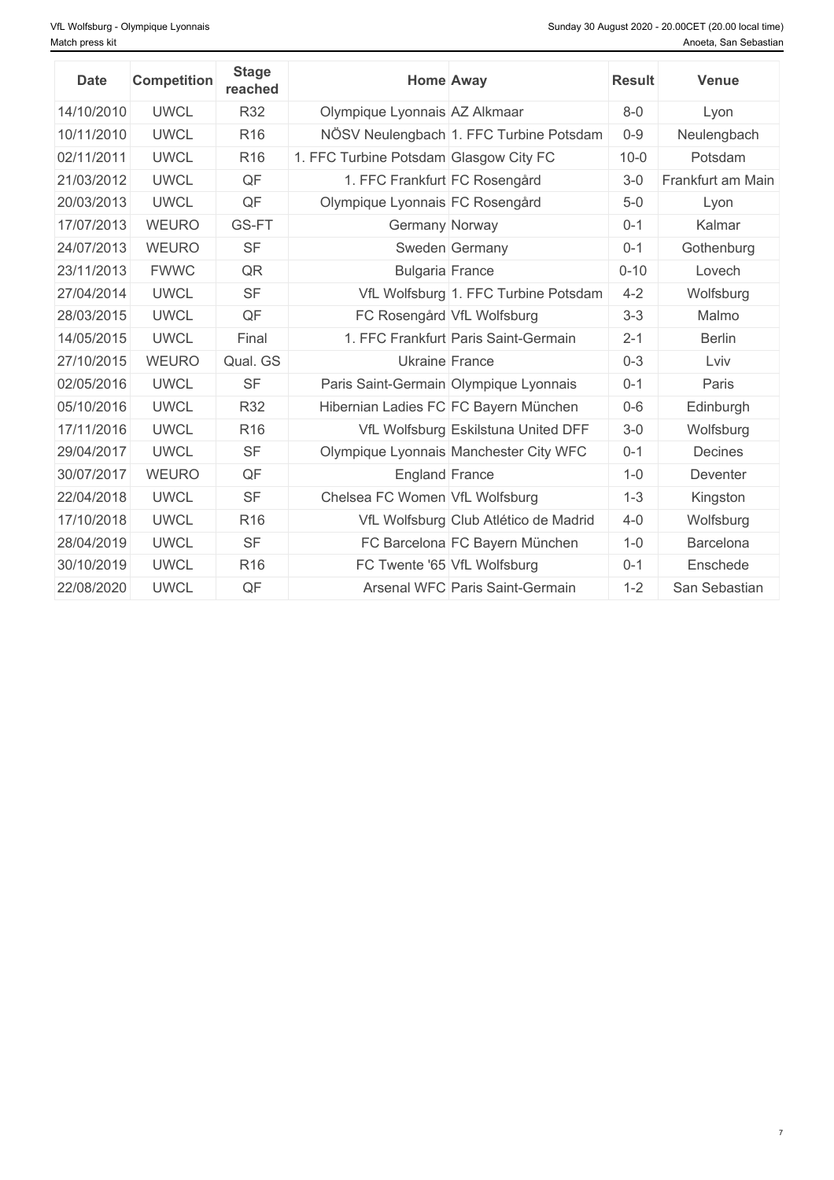| Date | Competition | Stage reached | Home | Away | Result | Venue |
| --- | --- | --- | --- | --- | --- | --- |
| 14/10/2010 | UWCL | R32 | Olympique Lyonnais | AZ Alkmaar | 8-0 | Lyon |
| 10/11/2010 | UWCL | R16 | NÖSV Neulengbach | 1. FFC Turbine Potsdam | 0-9 | Neulengbach |
| 02/11/2011 | UWCL | R16 | 1. FFC Turbine Potsdam | Glasgow City FC | 10-0 | Potsdam |
| 21/03/2012 | UWCL | QF | 1. FFC Frankfurt | FC Rosengård | 3-0 | Frankfurt am Main |
| 20/03/2013 | UWCL | QF | Olympique Lyonnais | FC Rosengård | 5-0 | Lyon |
| 17/07/2013 | WEURO | GS-FT | Germany | Norway | 0-1 | Kalmar |
| 24/07/2013 | WEURO | SF | Sweden | Germany | 0-1 | Gothenburg |
| 23/11/2013 | FWWC | QR | Bulgaria | France | 0-10 | Lovech |
| 27/04/2014 | UWCL | SF | VfL Wolfsburg | 1. FFC Turbine Potsdam | 4-2 | Wolfsburg |
| 28/03/2015 | UWCL | QF | FC Rosengård | VfL Wolfsburg | 3-3 | Malmo |
| 14/05/2015 | UWCL | Final | 1. FFC Frankfurt | Paris Saint-Germain | 2-1 | Berlin |
| 27/10/2015 | WEURO | Qual. GS | Ukraine | France | 0-3 | Lviv |
| 02/05/2016 | UWCL | SF | Paris Saint-Germain | Olympique Lyonnais | 0-1 | Paris |
| 05/10/2016 | UWCL | R32 | Hibernian Ladies FC | FC Bayern München | 0-6 | Edinburgh |
| 17/11/2016 | UWCL | R16 | VfL Wolfsburg | Eskilstuna United DFF | 3-0 | Wolfsburg |
| 29/04/2017 | UWCL | SF | Olympique Lyonnais | Manchester City WFC | 0-1 | Decines |
| 30/07/2017 | WEURO | QF | England | France | 1-0 | Deventer |
| 22/04/2018 | UWCL | SF | Chelsea FC Women | VfL Wolfsburg | 1-3 | Kingston |
| 17/10/2018 | UWCL | R16 | VfL Wolfsburg | Club Atlético de Madrid | 4-0 | Wolfsburg |
| 28/04/2019 | UWCL | SF | FC Barcelona | FC Bayern München | 1-0 | Barcelona |
| 30/10/2019 | UWCL | R16 | FC Twente '65 | VfL Wolfsburg | 0-1 | Enschede |
| 22/08/2020 | UWCL | QF | Arsenal WFC | Paris Saint-Germain | 1-2 | San Sebastian |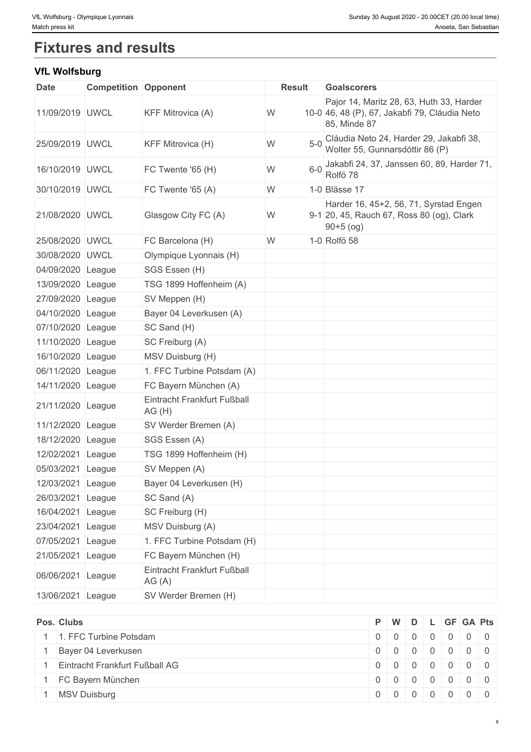# Fixtures and results

## VfL Wolfsburg

| Date | Competition | Opponent | Result | | Goalscorers |
|---|---|---|---|---|---|
| 11/09/2019 | UWCL | KFF Mitrovica (A) | W | 10-0 | Pajor 14, Maritz 28, 63, Huth 33, Harder 46, 48 (P), 67, Jakabfi 79, Cláudia Neto 85, Minde 87 |
| 25/09/2019 | UWCL | KFF Mitrovica (H) | W | 5-0 | Cláudia Neto 24, Harder 29, Jakabfi 38, Wolter 55, Gunnarsdóttir 86 (P) |
| 16/10/2019 | UWCL | FC Twente '65 (H) | W | 6-0 | Jakabfi 24, 37, Janssen 60, 89, Harder 71, Rolfö 78 |
| 30/10/2019 | UWCL | FC Twente '65 (A) | W | 1-0 | Blässe 17 |
| 21/08/2020 | UWCL | Glasgow City FC (A) | W | 9-1 | Harder 16, 45+2, 56, 71, Syrstad Engen 20, 45, Rauch 67, Ross 80 (og), Clark 90+5 (og) |
| 25/08/2020 | UWCL | FC Barcelona (H) | W | 1-0 | Rolfö 58 |
| 30/08/2020 | UWCL | Olympique Lyonnais (H) | | | |
| 04/09/2020 | League | SGS Essen (H) | | | |
| 13/09/2020 | League | TSG 1899 Hoffenheim (A) | | | |
| 27/09/2020 | League | SV Meppen (H) | | | |
| 04/10/2020 | League | Bayer 04 Leverkusen (A) | | | |
| 07/10/2020 | League | SC Sand (H) | | | |
| 11/10/2020 | League | SC Freiburg (A) | | | |
| 16/10/2020 | League | MSV Duisburg (H) | | | |
| 06/11/2020 | League | 1. FFC Turbine Potsdam (A) | | | |
| 14/11/2020 | League | FC Bayern München (A) | | | |
| 21/11/2020 | League | Eintracht Frankfurt Fußball AG (H) | | | |
| 11/12/2020 | League | SV Werder Bremen (A) | | | |
| 18/12/2020 | League | SGS Essen (A) | | | |
| 12/02/2021 | League | TSG 1899 Hoffenheim (H) | | | |
| 05/03/2021 | League | SV Meppen (A) | | | |
| 12/03/2021 | League | Bayer 04 Leverkusen (H) | | | |
| 26/03/2021 | League | SC Sand (A) | | | |
| 16/04/2021 | League | SC Freiburg (H) | | | |
| 23/04/2021 | League | MSV Duisburg (A) | | | |
| 07/05/2021 | League | 1. FFC Turbine Potsdam (H) | | | |
| 21/05/2021 | League | FC Bayern München (H) | | | |
| 06/06/2021 | League | Eintracht Frankfurt Fußball AG (A) | | | |
| 13/06/2021 | League | SV Werder Bremen (H) | | | |

| Pos. | Clubs | P | W | D | L | GF | GA | Pts |
|---|---|---|---|---|---|---|---|---|
| 1 | 1. FFC Turbine Potsdam | 0 | 0 | 0 | 0 | 0 | 0 | 0 |
| 1 | Bayer 04 Leverkusen | 0 | 0 | 0 | 0 | 0 | 0 | 0 |
| 1 | Eintracht Frankfurt Fußball AG | 0 | 0 | 0 | 0 | 0 | 0 | 0 |
| 1 | FC Bayern München | 0 | 0 | 0 | 0 | 0 | 0 | 0 |
| 1 | MSV Duisburg | 0 | 0 | 0 | 0 | 0 | 0 | 0 |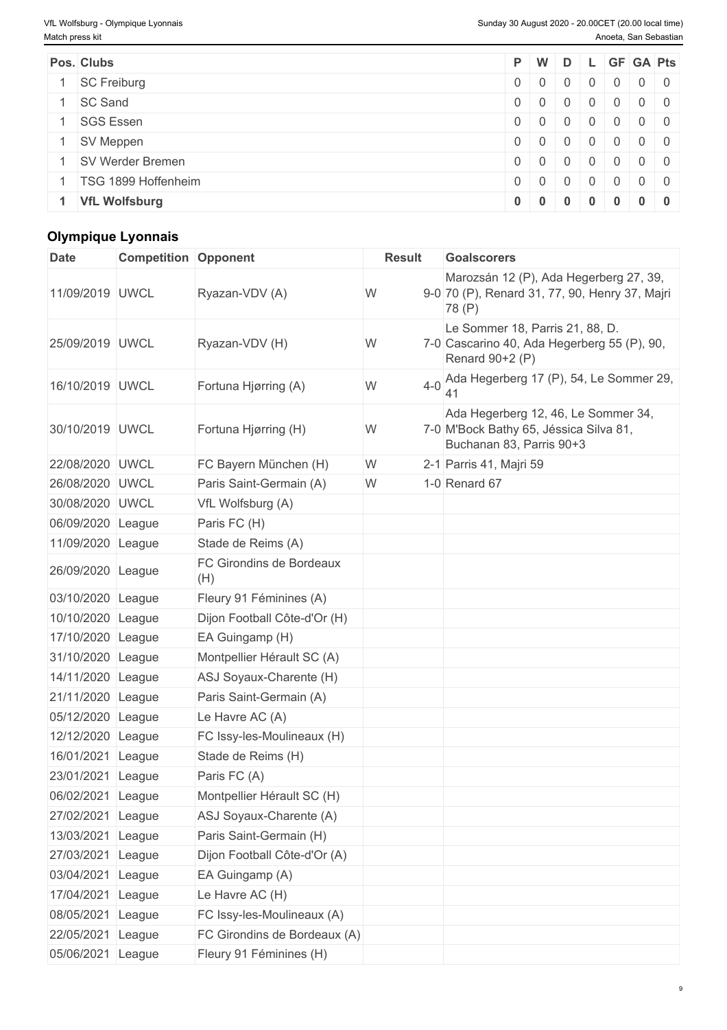| Pos. | Clubs | P | W | D | L | GF | GA | Pts |
|---|---|---|---|---|---|---|---|---|
| 1 | SC Freiburg | 0 | 0 | 0 | 0 | 0 | 0 | 0 |
| 1 | SC Sand | 0 | 0 | 0 | 0 | 0 | 0 | 0 |
| 1 | SGS Essen | 0 | 0 | 0 | 0 | 0 | 0 | 0 |
| 1 | SV Meppen | 0 | 0 | 0 | 0 | 0 | 0 | 0 |
| 1 | SV Werder Bremen | 0 | 0 | 0 | 0 | 0 | 0 | 0 |
| 1 | TSG 1899 Hoffenheim | 0 | 0 | 0 | 0 | 0 | 0 | 0 |
| **1** | **VfL Wolfsburg** | **0** | **0** | **0** | **0** | **0** | **0** | **0** |

### Olympique Lyonnais

| Date | Competition | Opponent | Result | | Goalscorers |
|---|---|---|---|---|---|
| 11/09/2019 | UWCL | Ryazan-VDV (A) | W | 9-0 | Marozsán 12 (P), Ada Hegerberg 27, 39, 70 (P), Renard 31, 77, 90, Henry 37, Majri 78 (P) |
| 25/09/2019 | UWCL | Ryazan-VDV (H) | W | 7-0 | Le Sommer 18, Parris 21, 88, D. Cascarino 40, Ada Hegerberg 55 (P), 90, Renard 90+2 (P) |
| 16/10/2019 | UWCL | Fortuna Hjørring (A) | W | 4-0 | Ada Hegerberg 17 (P), 54, Le Sommer 29, 41 |
| 30/10/2019 | UWCL | Fortuna Hjørring (H) | W | 7-0 | Ada Hegerberg 12, 46, Le Sommer 34, M'Bock Bathy 65, Jéssica Silva 81, Buchanan 83, Parris 90+3 |
| 22/08/2020 | UWCL | FC Bayern München (H) | W | 2-1 | Parris 41, Majri 59 |
| 26/08/2020 | UWCL | Paris Saint-Germain (A) | W | 1-0 | Renard 67 |
| 30/08/2020 | UWCL | VfL Wolfsburg (A) | | | |
| 06/09/2020 | League | Paris FC (H) | | | |
| 11/09/2020 | League | Stade de Reims (A) | | | |
| 26/09/2020 | League | FC Girondins de Bordeaux (H) | | | |
| 03/10/2020 | League | Fleury 91 Féminines (A) | | | |
| 10/10/2020 | League | Dijon Football Côte-d'Or (H) | | | |
| 17/10/2020 | League | EA Guingamp (H) | | | |
| 31/10/2020 | League | Montpellier Hérault SC (A) | | | |
| 14/11/2020 | League | ASJ Soyaux-Charente (H) | | | |
| 21/11/2020 | League | Paris Saint-Germain (A) | | | |
| 05/12/2020 | League | Le Havre AC (A) | | | |
| 12/12/2020 | League | FC Issy-les-Moulineaux (H) | | | |
| 16/01/2021 | League | Stade de Reims (H) | | | |
| 23/01/2021 | League | Paris FC (A) | | | |
| 06/02/2021 | League | Montpellier Hérault SC (H) | | | |
| 27/02/2021 | League | ASJ Soyaux-Charente (A) | | | |
| 13/03/2021 | League | Paris Saint-Germain (H) | | | |
| 27/03/2021 | League | Dijon Football Côte-d'Or (A) | | | |
| 03/04/2021 | League | EA Guingamp (A) | | | |
| 17/04/2021 | League | Le Havre AC (H) | | | |
| 08/05/2021 | League | FC Issy-les-Moulineaux (A) | | | |
| 22/05/2021 | League | FC Girondins de Bordeaux (A) | | | |
| 05/06/2021 | League | Fleury 91 Féminines (H) | | | |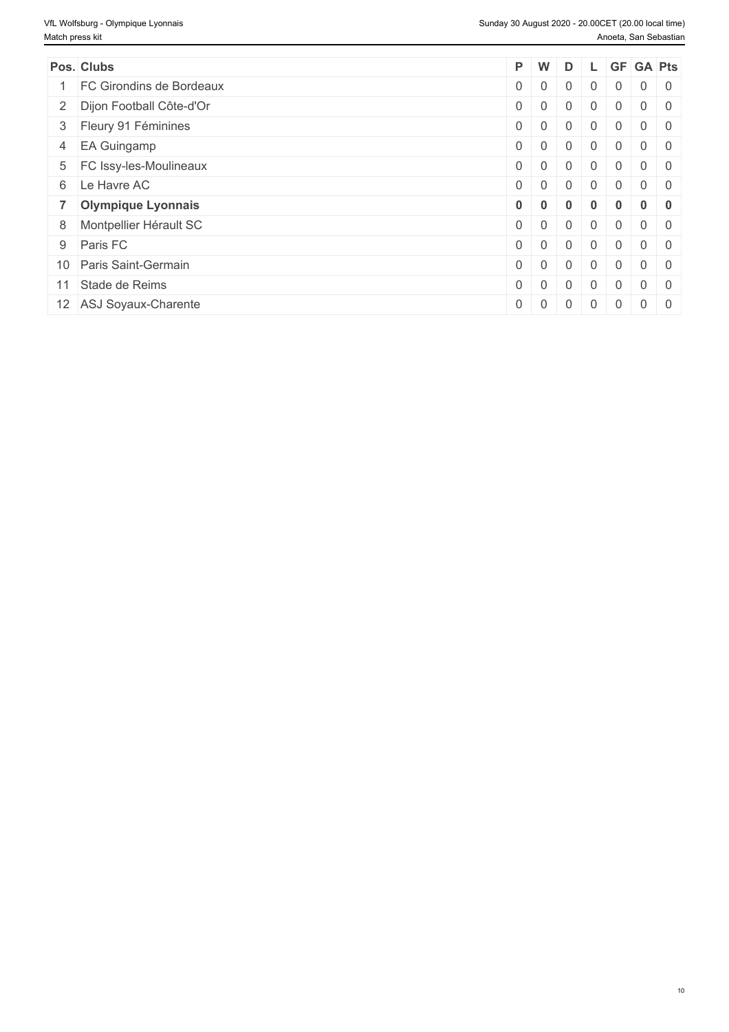| Pos. | Clubs | P | W | D | L | GF | GA | Pts |
|---|---|---|---|---|---|---|---|---|
| 1 | FC Girondins de Bordeaux | 0 | 0 | 0 | 0 | 0 | 0 | 0 |
| 2 | Dijon Football Côte-d'Or | 0 | 0 | 0 | 0 | 0 | 0 | 0 |
| 3 | Fleury 91 Féminines | 0 | 0 | 0 | 0 | 0 | 0 | 0 |
| 4 | EA Guingamp | 0 | 0 | 0 | 0 | 0 | 0 | 0 |
| 5 | FC Issy-les-Moulineaux | 0 | 0 | 0 | 0 | 0 | 0 | 0 |
| 6 | Le Havre AC | 0 | 0 | 0 | 0 | 0 | 0 | 0 |
| **7** | **Olympique Lyonnais** | **0** | **0** | **0** | **0** | **0** | **0** | **0** |
| 8 | Montpellier Hérault SC | 0 | 0 | 0 | 0 | 0 | 0 | 0 |
| 9 | Paris FC | 0 | 0 | 0 | 0 | 0 | 0 | 0 |
| 10 | Paris Saint-Germain | 0 | 0 | 0 | 0 | 0 | 0 | 0 |
| 11 | Stade de Reims | 0 | 0 | 0 | 0 | 0 | 0 | 0 |
| 12 | ASJ Soyaux-Charente | 0 | 0 | 0 | 0 | 0 | 0 | 0 |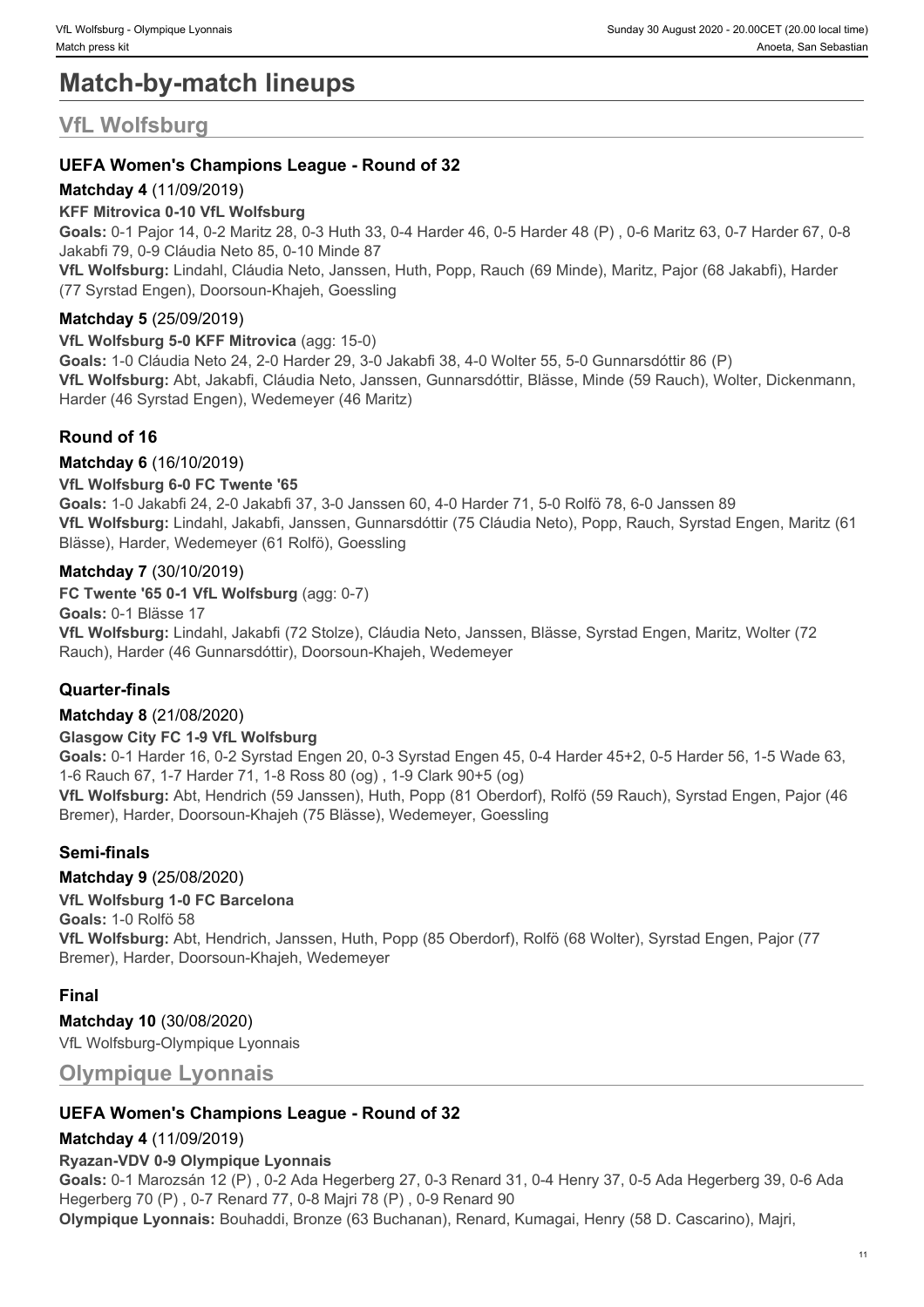# Match-by-match lineups

## VfL Wolfsburg

### UEFA Women's Champions League - Round of 32

**Matchday 4** (11/09/2019)

**KFF Mitrovica 0-10 VfL Wolfsburg**

**Goals:** 0-1 Pajor 14, 0-2 Maritz 28, 0-3 Huth 33, 0-4 Harder 46, 0-5 Harder 48 (P) , 0-6 Maritz 63, 0-7 Harder 67, 0-8 Jakabfi 79, 0-9 Cláudia Neto 85, 0-10 Minde 87

**VfL Wolfsburg:** Lindahl, Cláudia Neto, Janssen, Huth, Popp, Rauch (69 Minde), Maritz, Pajor (68 Jakabfi), Harder (77 Syrstad Engen), Doorsoun-Khajeh, Goessling

**Matchday 5** (25/09/2019)

**VfL Wolfsburg 5-0 KFF Mitrovica** (agg: 15-0)

**Goals:** 1-0 Cláudia Neto 24, 2-0 Harder 29, 3-0 Jakabfi 38, 4-0 Wolter 55, 5-0 Gunnarsdóttir 86 (P)

**VfL Wolfsburg:** Abt, Jakabfi, Cláudia Neto, Janssen, Gunnarsdóttir, Blässe, Minde (59 Rauch), Wolter, Dickenmann, Harder (46 Syrstad Engen), Wedemeyer (46 Maritz)

### Round of 16

**Matchday 6** (16/10/2019)

**VfL Wolfsburg 6-0 FC Twente '65**

**Goals:** 1-0 Jakabfi 24, 2-0 Jakabfi 37, 3-0 Janssen 60, 4-0 Harder 71, 5-0 Rolfö 78, 6-0 Janssen 89

**VfL Wolfsburg:** Lindahl, Jakabfi, Janssen, Gunnarsdóttir (75 Cláudia Neto), Popp, Rauch, Syrstad Engen, Maritz (61 Blässe), Harder, Wedemeyer (61 Rolfö), Goessling

**Matchday 7** (30/10/2019)

**FC Twente '65 0-1 VfL Wolfsburg** (agg: 0-7)

**Goals:** 0-1 Blässe 17

**VfL Wolfsburg:** Lindahl, Jakabfi (72 Stolze), Cláudia Neto, Janssen, Blässe, Syrstad Engen, Maritz, Wolter (72 Rauch), Harder (46 Gunnarsdóttir), Doorsoun-Khajeh, Wedemeyer

### Quarter-finals

**Matchday 8** (21/08/2020)

**Glasgow City FC 1-9 VfL Wolfsburg**

**Goals:** 0-1 Harder 16, 0-2 Syrstad Engen 20, 0-3 Syrstad Engen 45, 0-4 Harder 45+2, 0-5 Harder 56, 1-5 Wade 63, 1-6 Rauch 67, 1-7 Harder 71, 1-8 Ross 80 (og) , 1-9 Clark 90+5 (og)

**VfL Wolfsburg:** Abt, Hendrich (59 Janssen), Huth, Popp (81 Oberdorf), Rolfö (59 Rauch), Syrstad Engen, Pajor (46 Bremer), Harder, Doorsoun-Khajeh (75 Blässe), Wedemeyer, Goessling

### Semi-finals

**Matchday 9** (25/08/2020)

**VfL Wolfsburg 1-0 FC Barcelona**

**Goals:** 1-0 Rolfö 58

**VfL Wolfsburg:** Abt, Hendrich, Janssen, Huth, Popp (85 Oberdorf), Rolfö (68 Wolter), Syrstad Engen, Pajor (77 Bremer), Harder, Doorsoun-Khajeh, Wedemeyer

### Final

**Matchday 10** (30/08/2020)

VfL Wolfsburg-Olympique Lyonnais

## Olympique Lyonnais

### UEFA Women's Champions League - Round of 32

**Matchday 4** (11/09/2019)

**Ryazan-VDV 0-9 Olympique Lyonnais**

**Goals:** 0-1 Marozsán 12 (P) , 0-2 Ada Hegerberg 27, 0-3 Renard 31, 0-4 Henry 37, 0-5 Ada Hegerberg 39, 0-6 Ada Hegerberg 70 (P) , 0-7 Renard 77, 0-8 Majri 78 (P) , 0-9 Renard 90

**Olympique Lyonnais:** Bouhaddi, Bronze (63 Buchanan), Renard, Kumagai, Henry (58 D. Cascarino), Majri,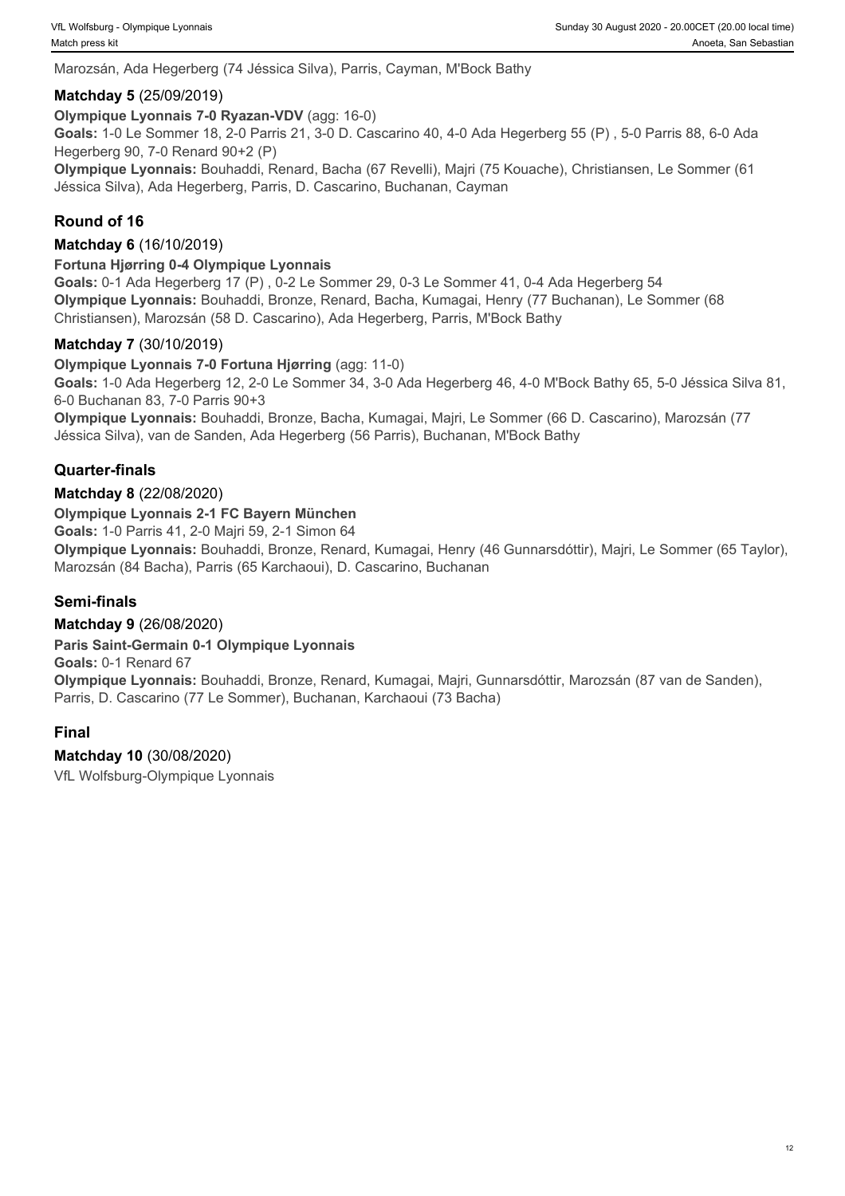Marozsán, Ada Hegerberg (74 Jéssica Silva), Parris, Cayman, M'Bock Bathy

### Matchday 5 (25/09/2019)

**Olympique Lyonnais 7-0 Ryazan-VDV** (agg: 16-0)
**Goals:** 1-0 Le Sommer 18, 2-0 Parris 21, 3-0 D. Cascarino 40, 4-0 Ada Hegerberg 55 (P) , 5-0 Parris 88, 6-0 Ada Hegerberg 90, 7-0 Renard 90+2 (P)
**Olympique Lyonnais:** Bouhaddi, Renard, Bacha (67 Revelli), Majri (75 Kouache), Christiansen, Le Sommer (61 Jéssica Silva), Ada Hegerberg, Parris, D. Cascarino, Buchanan, Cayman

## Round of 16

### Matchday 6 (16/10/2019)

**Fortuna Hjørring 0-4 Olympique Lyonnais**
**Goals:** 0-1 Ada Hegerberg 17 (P) , 0-2 Le Sommer 29, 0-3 Le Sommer 41, 0-4 Ada Hegerberg 54
**Olympique Lyonnais:** Bouhaddi, Bronze, Renard, Bacha, Kumagai, Henry (77 Buchanan), Le Sommer (68 Christiansen), Marozsán (58 D. Cascarino), Ada Hegerberg, Parris, M'Bock Bathy

### Matchday 7 (30/10/2019)

**Olympique Lyonnais 7-0 Fortuna Hjørring** (agg: 11-0)
**Goals:** 1-0 Ada Hegerberg 12, 2-0 Le Sommer 34, 3-0 Ada Hegerberg 46, 4-0 M'Bock Bathy 65, 5-0 Jéssica Silva 81, 6-0 Buchanan 83, 7-0 Parris 90+3
**Olympique Lyonnais:** Bouhaddi, Bronze, Bacha, Kumagai, Majri, Le Sommer (66 D. Cascarino), Marozsán (77 Jéssica Silva), van de Sanden, Ada Hegerberg (56 Parris), Buchanan, M'Bock Bathy

## Quarter-finals

### Matchday 8 (22/08/2020)

**Olympique Lyonnais 2-1 FC Bayern München**
**Goals:** 1-0 Parris 41, 2-0 Majri 59, 2-1 Simon 64
**Olympique Lyonnais:** Bouhaddi, Bronze, Renard, Kumagai, Henry (46 Gunnarsdóttir), Majri, Le Sommer (65 Taylor), Marozsán (84 Bacha), Parris (65 Karchaoui), D. Cascarino, Buchanan

## Semi-finals

### Matchday 9 (26/08/2020)

**Paris Saint-Germain 0-1 Olympique Lyonnais**
**Goals:** 0-1 Renard 67
**Olympique Lyonnais:** Bouhaddi, Bronze, Renard, Kumagai, Majri, Gunnarsdóttir, Marozsán (87 van de Sanden), Parris, D. Cascarino (77 Le Sommer), Buchanan, Karchaoui (73 Bacha)

## Final

### Matchday 10 (30/08/2020)

VfL Wolfsburg-Olympique Lyonnais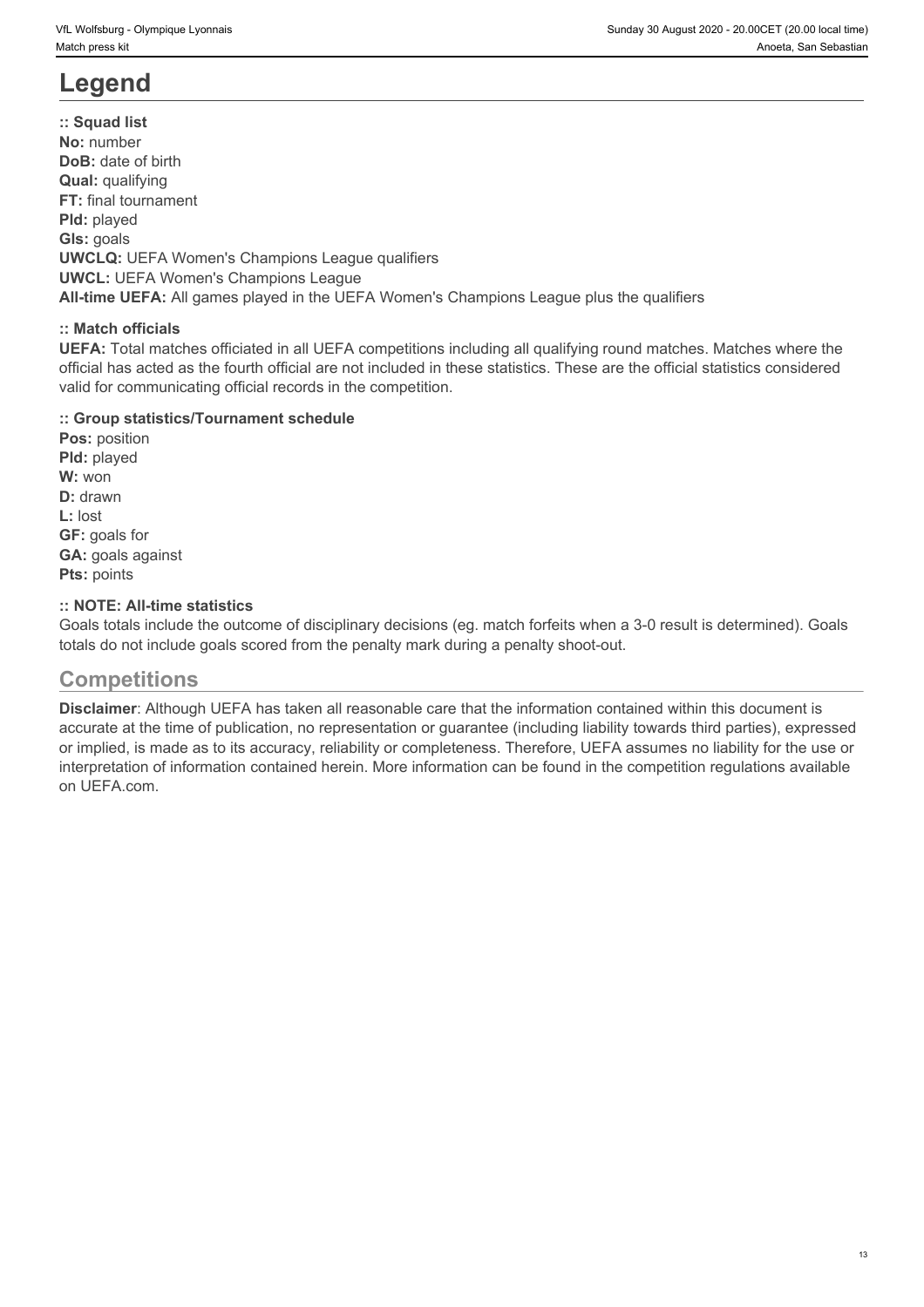# Legend

**:: Squad list**
**No:** number
**DoB:** date of birth
**Qual:** qualifying
**FT:** final tournament
**Pld:** played
**Gls:** goals
**UWCLQ:** UEFA Women's Champions League qualifiers
**UWCL:** UEFA Women's Champions League
**All-time UEFA:** All games played in the UEFA Women's Champions League plus the qualifiers

**:: Match officials**
**UEFA:** Total matches officiated in all UEFA competitions including all qualifying round matches. Matches where the official has acted as the fourth official are not included in these statistics. These are the official statistics considered valid for communicating official records in the competition.

**:: Group statistics/Tournament schedule**
**Pos:** position
**Pld:** played
**W:** won
**D:** drawn
**L:** lost
**GF:** goals for
**GA:** goals against
**Pts:** points

**:: NOTE: All-time statistics**
Goals totals include the outcome of disciplinary decisions (eg. match forfeits when a 3-0 result is determined). Goals totals do not include goals scored from the penalty mark during a penalty shoot-out.

## Competitions

**Disclaimer**: Although UEFA has taken all reasonable care that the information contained within this document is accurate at the time of publication, no representation or guarantee (including liability towards third parties), expressed or implied, is made as to its accuracy, reliability or completeness. Therefore, UEFA assumes no liability for the use or interpretation of information contained herein. More information can be found in the competition regulations available on UEFA.com.